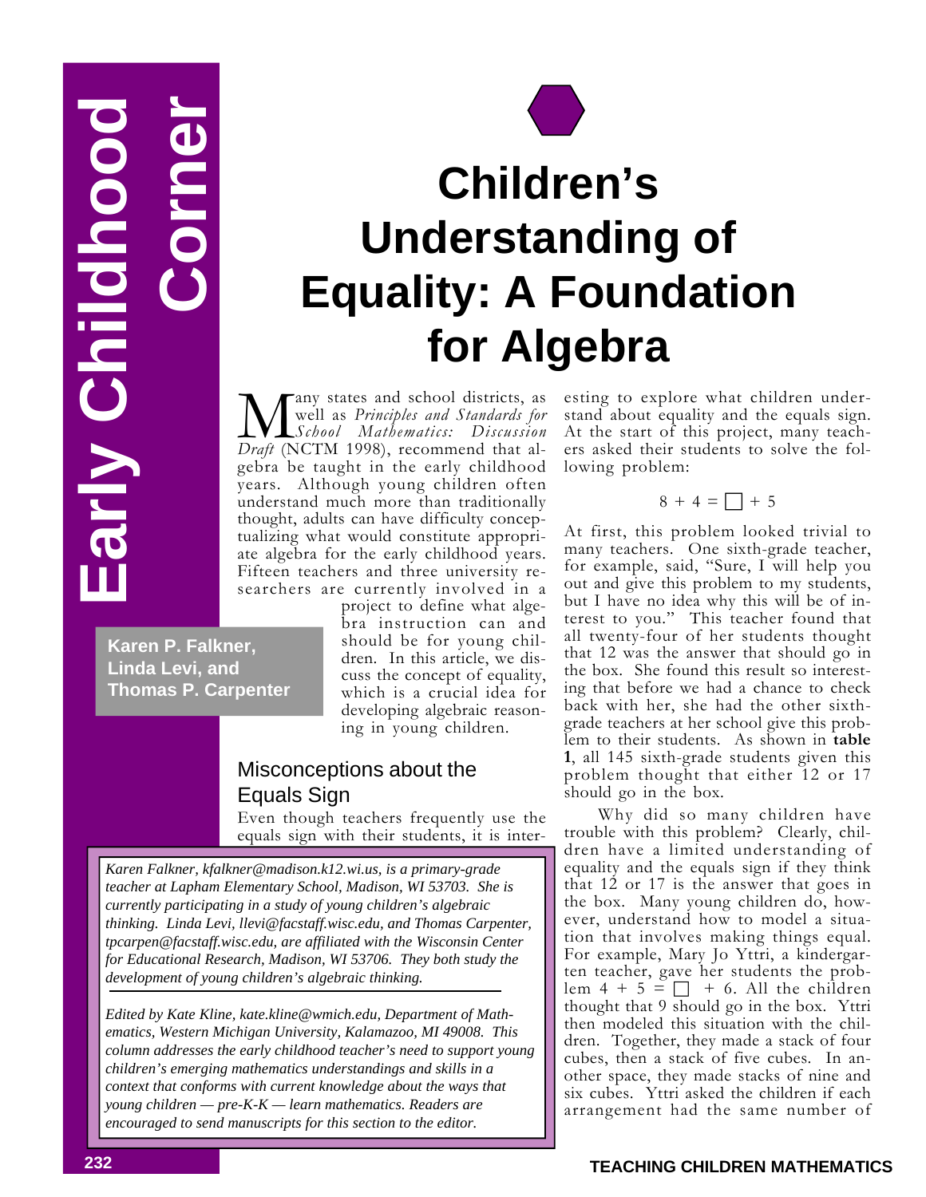Early Childhood Corner

# Children's Understanding of Equality: A Foundation for Algebra

**Karen P. Falkner, Linda Levi, and Thomas P. Carpenter**

Many states and school districts, as well as *Principles and Standards for School Mathematics: Discussion Draft* (NCTM 1998), recommend that algebra be taught in the early childhood years. Although young children often understand much more than traditionally thought, adults can have difficulty conceptualizing what would constitute appropriate algebra for the early childhood years. Fifteen teachers and three university researchers are currently involved in a project to define what algebra instruction can and should be for young children. In this article, we discuss the concept of equality, which is a crucial idea for developing algebraic reasoning in young children.

## Misconceptions about the Equals Sign

Even though teachers frequently use the equals sign with their students, it is interesting to explore what children understand about equality and the equals sign. At the start of this project, many teachers asked their students to solve the following problem:

$$8 + 4 = \square + 5$$

At first, this problem looked trivial to many teachers. One sixth-grade teacher, for example, said, "Sure, I will help you out and give this problem to my students, but I have no idea why this will be of interest to you." This teacher found that all twenty-four of her students thought that 12 was the answer that should go in the box. She found this result so interesting that before we had a chance to check back with her, she had the other sixth-grade teachers at her school give this problem to their students. As shown in **table 1**, all 145 sixth-grade students given this problem thought that either 12 or 17 should go in the box.

Why did so many children have trouble with this problem? Clearly, children have a limited understanding of equality and the equals sign if they think that 12 or 17 is the answer that goes in the box. Many young children do, however, understand how to model a situation that involves making things equal. For example, Mary Jo Yttri, a kindergarten teacher, gave her students the problem $4 + 5 = \square + 6$. All the children thought that 9 should go in the box. Yttri then modeled this situation with the children. Together, they made a stack of four cubes, then a stack of five cubes. In another space, they made stacks of nine and six cubes. Yttri asked the children if each arrangement had the same number of

*Karen Falkner, kfalkner@madison.k12.wi.us, is a primary-grade teacher at Lapham Elementary School, Madison, WI 53703. She is currently participating in a study of young children's algebraic thinking. Linda Levi, llevi@facstaff.wisc.edu, and Thomas Carpenter, tpcarpen@facstaff.wisc.edu, are affiliated with the Wisconsin Center for Educational Research, Madison, WI 53706. They both study the development of young children's algebraic thinking.*

*Edited by Kate Kline, kate.kline@wmich.edu, Department of Mathematics, Western Michigan University, Kalamazoo, MI 49008. This column addresses the early childhood teacher's need to support young children's emerging mathematics understandings and skills in a context that conforms with current knowledge about the ways that young children — pre-K-K — learn mathematics. Readers are encouraged to send manuscripts for this section to the editor.*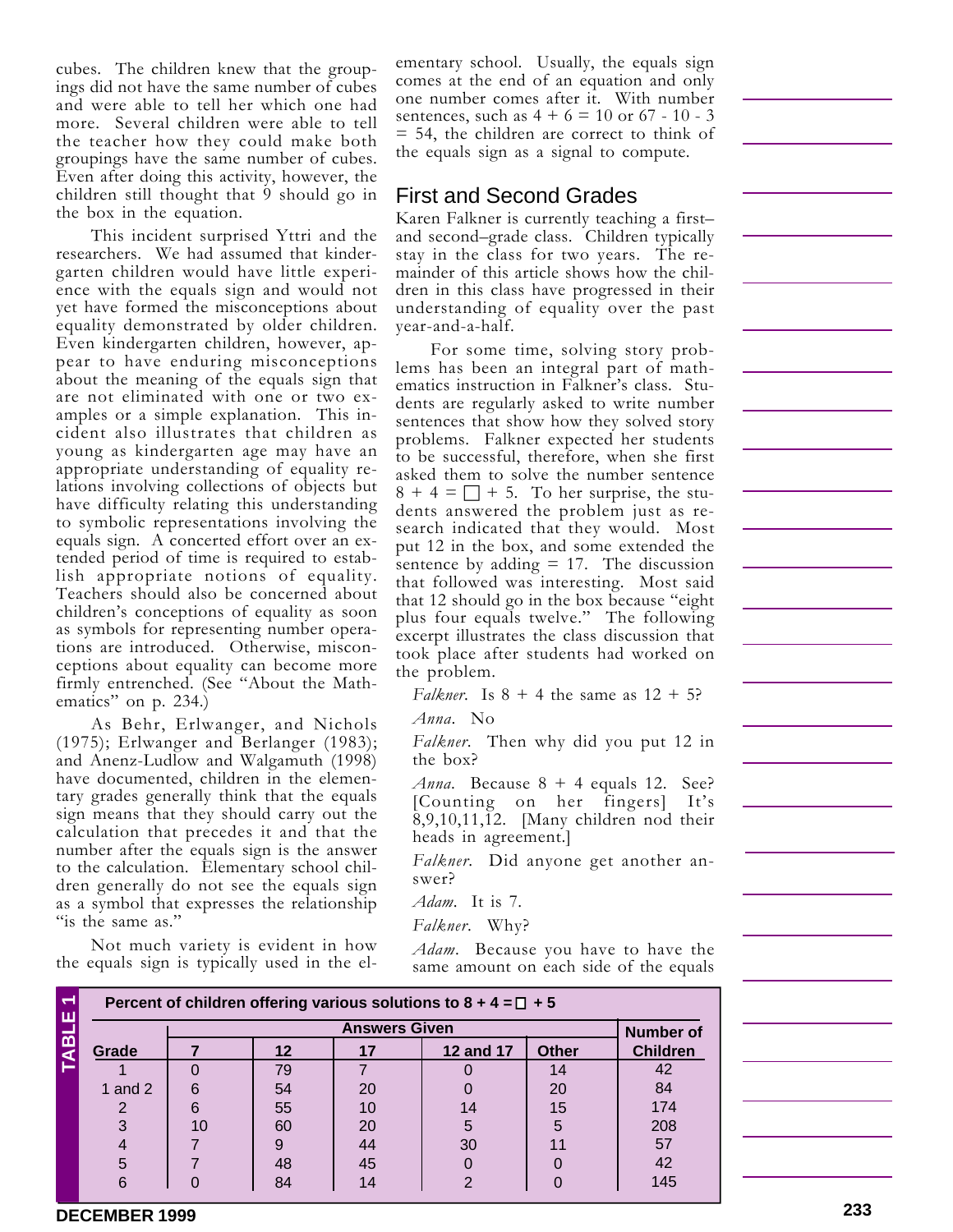cubes. The children knew that the groupings did not have the same number of cubes and were able to tell her which one had more. Several children were able to tell the teacher how they could make both groupings have the same number of cubes. Even after doing this activity, however, the children still thought that 9 should go in the box in the equation.

This incident surprised Yttri and the researchers. We had assumed that kindergarten children would have little experience with the equals sign and would not yet have formed the misconceptions about equality demonstrated by older children. Even kindergarten children, however, appear to have enduring misconceptions about the meaning of the equals sign that are not eliminated with one or two examples or a simple explanation. This incident also illustrates that children as young as kindergarten age may have an appropriate understanding of equality relations involving collections of objects but have difficulty relating this understanding to symbolic representations involving the equals sign. A concerted effort over an extended period of time is required to establish appropriate notions of equality. Teachers should also be concerned about children's conceptions of equality as soon as symbols for representing number operations are introduced. Otherwise, misconceptions about equality can become more firmly entrenched. (See "About the Mathematics" on p. 234.)

As Behr, Erlwanger, and Nichols (1975); Erlwanger and Berlanger (1983); and Anenz-Ludlow and Walgamuth (1998) have documented, children in the elementary grades generally think that the equals sign means that they should carry out the calculation that precedes it and that the number after the equals sign is the answer to the calculation. Elementary school children generally do not see the equals sign as a symbol that expresses the relationship "is the same as."

Not much variety is evident in how the equals sign is typically used in the elementary school. Usually, the equals sign comes at the end of an equation and only one number comes after it. With number sentences, such as $4 + 6 = 10$ or $67 - 10 - 3 = 54$, the children are correct to think of the equals sign as a signal to compute.

## First and Second Grades

Karen Falkner is currently teaching a first– and second–grade class. Children typically stay in the class for two years. The remainder of this article shows how the children in this class have progressed in their understanding of equality over the past year-and-a-half.

For some time, solving story problems has been an integral part of mathematics instruction in Falkner's class. Students are regularly asked to write number sentences that show how they solved story problems. Falkner expected her students to be successful, therefore, when she first asked them to solve the number sentence $8 + 4 = \square + 5$. To her surprise, the students answered the problem just as research indicated that they would. Most put 12 in the box, and some extended the sentence by adding $= 17$. The discussion that followed was interesting. Most said that 12 should go in the box because "eight plus four equals twelve." The following excerpt illustrates the class discussion that took place after students had worked on the problem.

*Falkner.* Is $8 + 4$ the same as $12 + 5$?

*Anna.* No

*Falkner.* Then why did you put 12 in the box?

*Anna.* Because $8 + 4$ equals 12. See? [Counting on her fingers] It's 8,9,10,11,12. [Many children nod their heads in agreement.]

*Falkner.* Did anyone get another answer?

*Adam.* It is 7.

*Falkner.* Why?

*Adam.* Because you have to have the same amount on each side of the equals

**TABLE 1**

**Percent of children offering various solutions to $8 + 4 = \square + 5$**

| Grade | Answers Given | | | | | Number of Children |
|---|---|---|---|---|---|---|
| | 7 | 12 | 17 | 12 and 17 | Other | |
| 1 | 0 | 79 | 7 | 0 | 14 | 42 |
| 1 and 2 | 6 | 54 | 20 | 0 | 20 | 84 |
| 2 | 6 | 55 | 10 | 14 | 15 | 174 |
| 3 | 10 | 60 | 20 | 5 | 5 | 208 |
| 4 | 7 | 9 | 44 | 30 | 11 | 57 |
| 5 | 7 | 48 | 45 | 0 | 0 | 42 |
| 6 | 0 | 84 | 14 | 2 | 0 | 145 |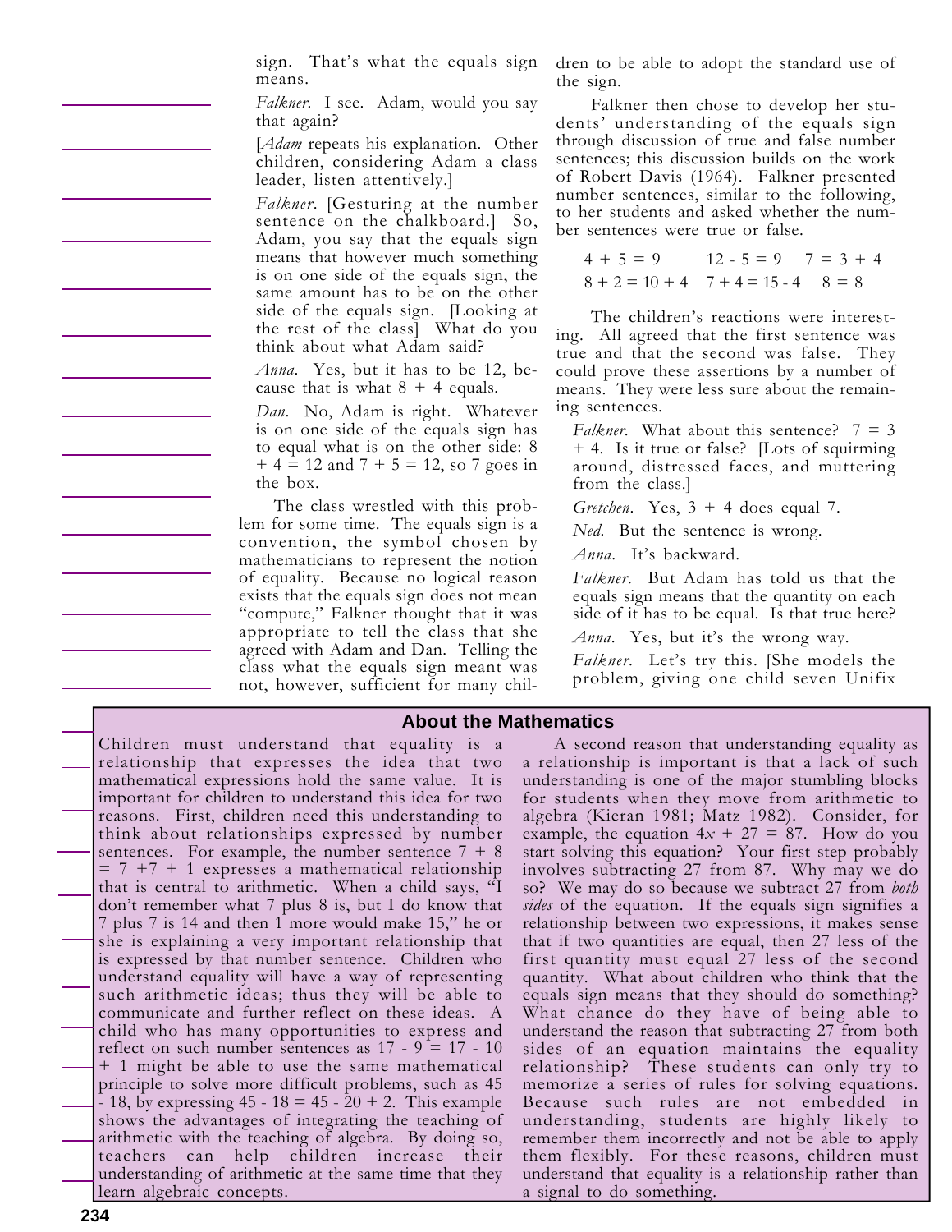sign. That's what the equals sign means.

*Falkner*. I see. Adam, would you say that again?

[*Adam* repeats his explanation. Other children, considering Adam a class leader, listen attentively.]

*Falkner*. [Gesturing at the number sentence on the chalkboard.] So, Adam, you say that the equals sign means that however much something is on one side of the equals sign, the same amount has to be on the other side of the equals sign. [Looking at the rest of the class] What do you think about what Adam said?

*Anna*. Yes, but it has to be 12, because that is what 8 + 4 equals.

*Dan*. No, Adam is right. Whatever is on one side of the equals sign has to equal what is on the other side: 8 + 4 = 12 and 7 + 5 = 12, so 7 goes in the box.

The class wrestled with this problem for some time. The equals sign is a convention, the symbol chosen by mathematicians to represent the notion of equality. Because no logical reason exists that the equals sign does not mean "compute," Falkner thought that it was appropriate to tell the class that she agreed with Adam and Dan. Telling the class what the equals sign meant was not, however, sufficient for many children to be able to adopt the standard use of the sign.

Falkner then chose to develop her students' understanding of the equals sign through discussion of true and false number sentences; this discussion builds on the work of Robert Davis (1964). Falkner presented number sentences, similar to the following, to her students and asked whether the number sentences were true or false.

$$4 + 5 = 9 \qquad 12 - 5 = 9 \qquad 7 = 3 + 4$$
$$8 + 2 = 10 + 4 \qquad 7 + 4 = 15 - 4 \qquad 8 = 8$$

The children's reactions were interesting. All agreed that the first sentence was true and that the second was false. They could prove these assertions by a number of means. They were less sure about the remaining sentences.

*Falkner*. What about this sentence? 7 = 3 + 4. Is it true or false? [Lots of squirming around, distressed faces, and muttering from the class.]

*Gretchen*. Yes, 3 + 4 does equal 7.

*Ned*. But the sentence is wrong.

*Anna*. It's backward.

*Falkner*. But Adam has told us that the equals sign means that the quantity on each side of it has to be equal. Is that true here?

*Anna*. Yes, but it's the wrong way.

*Falkner*. Let's try this. [She models the problem, giving one child seven Unifix

## About the Mathematics

Children must understand that equality is a relationship that expresses the idea that two mathematical expressions hold the same value. It is important for children to understand this idea for two reasons. First, children need this understanding to think about relationships expressed by number sentences. For example, the number sentence 7 + 8 = 7 +7 + 1 expresses a mathematical relationship that is central to arithmetic. When a child says, "I don't remember what 7 plus 8 is, but I do know that 7 plus 7 is 14 and then 1 more would make 15," he or she is explaining a very important relationship that is expressed by that number sentence. Children who understand equality will have a way of representing such arithmetic ideas; thus they will be able to communicate and further reflect on these ideas. A child who has many opportunities to express and reflect on such number sentences as 17 - 9 = 17 - 10 + 1 might be able to use the same mathematical principle to solve more difficult problems, such as 45 - 18, by expressing 45 - 18 = 45 - 20 + 2. This example shows the advantages of integrating the teaching of arithmetic with the teaching of algebra. By doing so, teachers can help children increase their understanding of arithmetic at the same time that they learn algebraic concepts.

A second reason that understanding equality as a relationship is important is that a lack of such understanding is one of the major stumbling blocks for students when they move from arithmetic to algebra (Kieran 1981; Matz 1982). Consider, for example, the equation $4x + 27 = 87$. How do you start solving this equation? Your first step probably involves subtracting 27 from 87. Why may we do so? We may do so because we subtract 27 from *both sides* of the equation. If the equals sign signifies a relationship between two expressions, it makes sense that if two quantities are equal, then 27 less of the first quantity must equal 27 less of the second quantity. What about children who think that the equals sign means that they should do something? What chance do they have of being able to understand the reason that subtracting 27 from both sides of an equation maintains the equality relationship? These students can only try to memorize a series of rules for solving equations. Because such rules are not embedded in understanding, students are highly likely to remember them incorrectly and not be able to apply them flexibly. For these reasons, children must understand that equality is a relationship rather than a signal to do something.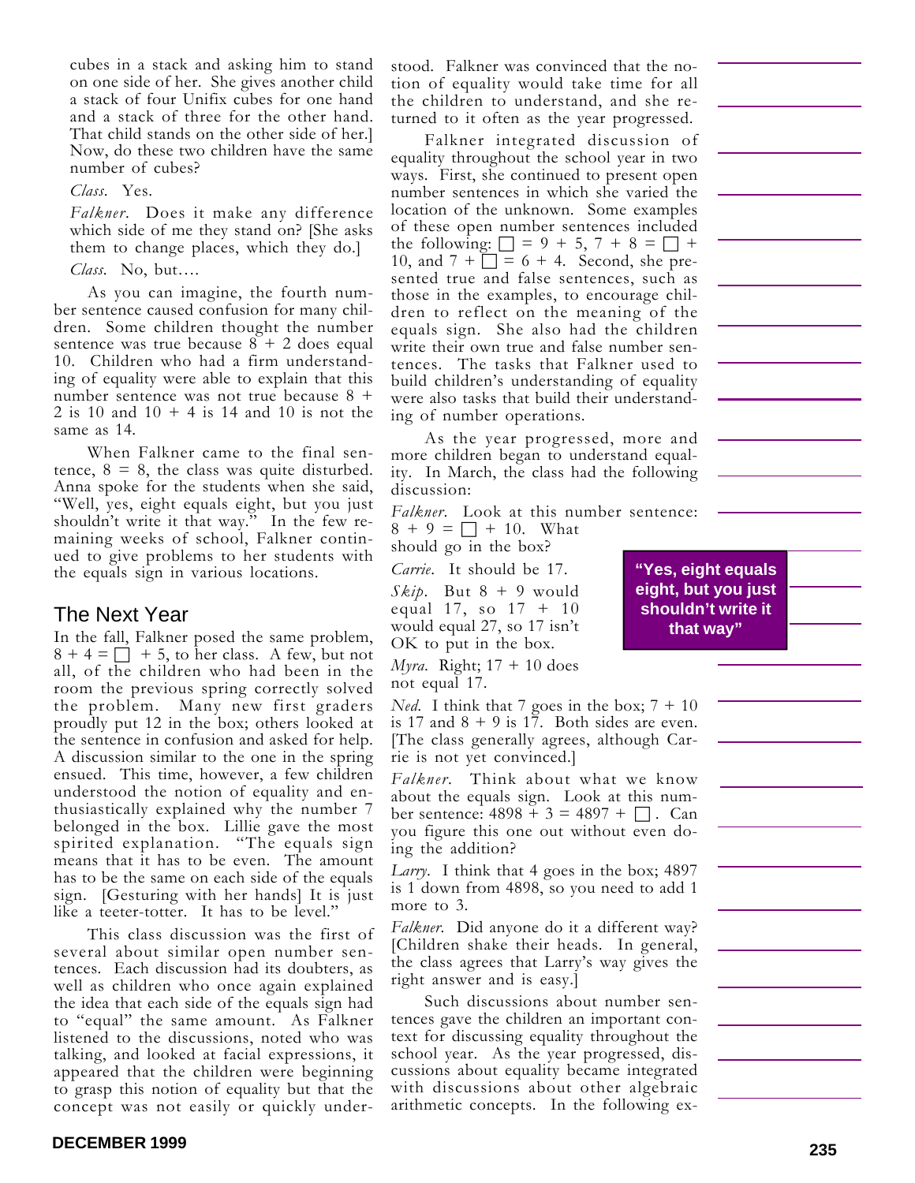cubes in a stack and asking him to stand on one side of her. She gives another child a stack of four Unifix cubes for one hand and a stack of three for the other hand. That child stands on the other side of her.] Now, do these two children have the same number of cubes?

*Class.* Yes.

*Falkner.* Does it make any difference which side of me they stand on? [She asks them to change places, which they do.]

*Class.* No, but….

As you can imagine, the fourth number sentence caused confusion for many children. Some children thought the number sentence was true because $8 + 2$ does equal 10. Children who had a firm understanding of equality were able to explain that this number sentence was not true because $8 + 2$ is 10 and $10 + 4$ is 14 and 10 is not the same as 14.

When Falkner came to the final sentence, $8 = 8$, the class was quite disturbed. Anna spoke for the students when she said, "Well, yes, eight equals eight, but you just shouldn't write it that way." In the few remaining weeks of school, Falkner continued to give problems to her students with the equals sign in various locations.

## The Next Year

In the fall, Falkner posed the same problem, $8 + 4 = \square + 5$, to her class. A few, but not all, of the children who had been in the room the previous spring correctly solved the problem. Many new first graders proudly put 12 in the box; others looked at the sentence in confusion and asked for help. A discussion similar to the one in the spring ensued. This time, however, a few children understood the notion of equality and enthusiastically explained why the number 7 belonged in the box. Lillie gave the most spirited explanation. "The equals sign means that it has to be even. The amount has to be the same on each side of the equals sign. [Gesturing with her hands] It is just like a teeter-totter. It has to be level."

This class discussion was the first of several about similar open number sentences. Each discussion had its doubters, as well as children who once again explained the idea that each side of the equals sign had to "equal" the same amount. As Falkner listened to the discussions, noted who was talking, and looked at facial expressions, it appeared that the children were beginning to grasp this notion of equality but that the concept was not easily or quickly understood. Falkner was convinced that the notion of equality would take time for all the children to understand, and she returned to it often as the year progressed.

Falkner integrated discussion of equality throughout the school year in two ways. First, she continued to present open number sentences in which she varied the location of the unknown. Some examples of these open number sentences included the following: $\square = 9 + 5$, $7 + 8 = \square + 10$, and $7 + \square = 6 + 4$. Second, she presented true and false sentences, such as those in the examples, to encourage children to reflect on the meaning of the equals sign. She also had the children write their own true and false number sentences. The tasks that Falkner used to build children's understanding of equality were also tasks that build their understanding of number operations.

As the year progressed, more and more children began to understand equality. In March, the class had the following discussion:

*Falkner.* Look at this number sentence: $8 + 9 = \square + 10$. What should go in the box?

*Carrie.* It should be 17.

*Skip.* But $8 + 9$ would equal 17, so $17 + 10$ would equal 27, so 17 isn't OK to put in the box.

*Myra.* Right; $17 + 10$ does not equal 17.

*Ned.* I think that 7 goes in the box; $7 + 10$ is 17 and $8 + 9$ is 17. Both sides are even. [The class generally agrees, although Carrie is not yet convinced.]

*Falkner.* Think about what we know about the equals sign. Look at this number sentence: $4898 + 3 = 4897 + \square$. Can you figure this one out without even doing the addition?

*Larry.* I think that 4 goes in the box; 4897 is 1 down from 4898, so you need to add 1 more to 3.

*Falkner.* Did anyone do it a different way? [Children shake their heads. In general, the class agrees that Larry's way gives the right answer and is easy.]

Such discussions about number sentences gave the children an important context for discussing equality throughout the school year. As the year progressed, discussions about equality became integrated with discussions about other algebraic arithmetic concepts. In the following ex-

**"Yes, eight equals eight, but you just shouldn't write it that way"**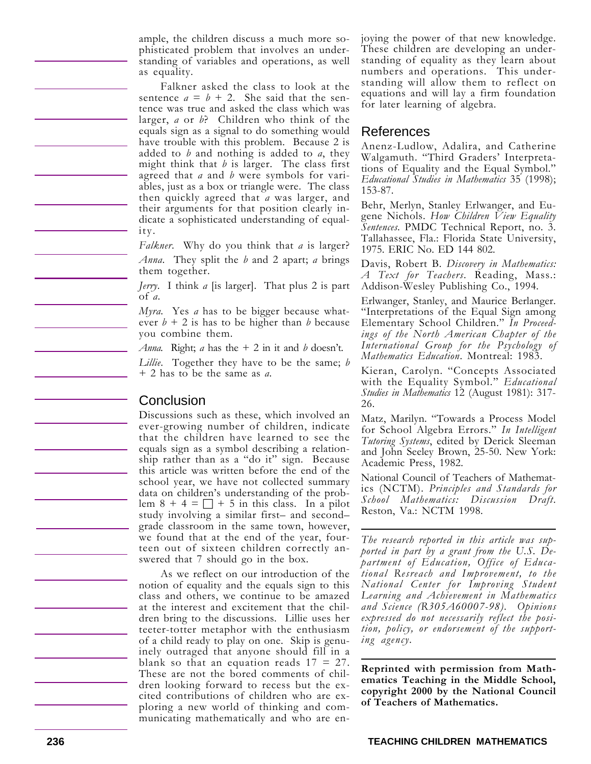ample, the children discuss a much more sophisticated problem that involves an understanding of variables and operations, as well as equality.

Falkner asked the class to look at the sentence $a = b + 2$. She said that the sentence was true and asked the class which was larger, $a$ or $b$? Children who think of the equals sign as a signal to do something would have trouble with this problem. Because 2 is added to $b$ and nothing is added to $a$, they might think that $b$ is larger. The class first agreed that $a$ and $b$ were symbols for variables, just as a box or triangle were. The class then quickly agreed that $a$ was larger, and their arguments for that position clearly indicate a sophisticated understanding of equality.

*Falkner*. Why do you think that $a$ is larger?

*Anna*. They split the $b$ and 2 apart; $a$ brings them together.

*Jerry*. I think $a$ [is larger]. That plus 2 is part of $a$.

*Myra*. Yes $a$ has to be bigger because whatever $b + 2$ is has to be higher than $b$ because you combine them.

*Anna*. Right; $a$ has the $+ 2$ in it and $b$ doesn't.

*Lillie*. Together they have to be the same; $b + 2$ has to be the same as $a$.

## Conclusion

Discussions such as these, which involved an ever-growing number of children, indicate that the children have learned to see the equals sign as a symbol describing a relationship rather than as a "do it" sign. Because this article was written before the end of the school year, we have not collected summary data on children's understanding of the problem $8 + 4 = \square + 5$ in this class. In a pilot study involving a similar first– and second–grade classroom in the same town, however, we found that at the end of the year, fourteen out of sixteen children correctly answered that 7 should go in the box.

As we reflect on our introduction of the notion of equality and the equals sign to this class and others, we continue to be amazed at the interest and excitement that the children bring to the discussions. Lillie uses her teeter-totter metaphor with the enthusiasm of a child ready to play on one. Skip is genuinely outraged that anyone should fill in a blank so that an equation reads $17 = 27$. These are not the bored comments of children looking forward to recess but the excited contributions of children who are exploring a new world of thinking and communicating mathematically and who are enjoying the power of that new knowledge. These children are developing an understanding of equality as they learn about numbers and operations. This understanding will allow them to reflect on equations and will lay a firm foundation for later learning of algebra.

## References

Anenz-Ludlow, Adalira, and Catherine Walgamuth. "Third Graders' Interpretations of Equality and the Equal Symbol." *Educational Studies in Mathematics* 35 (1998); 153-87.

Behr, Merlyn, Stanley Erlwanger, and Eugene Nichols. *How Children View Equality Sentences*. PMDC Technical Report, no. 3. Tallahassee, Fla.: Florida State University, 1975. ERIC No. ED 144 802.

Davis, Robert B. *Discovery in Mathematics: A Text for Teachers*. Reading, Mass.: Addison-Wesley Publishing Co., 1994.

Erlwanger, Stanley, and Maurice Berlanger. "Interpretations of the Equal Sign among Elementary School Children." *In Proceedings of the North American Chapter of the International Group for the Psychology of Mathematics Education*. Montreal: 1983.

Kieran, Carolyn. "Concepts Associated with the Equality Symbol." *Educational Studies in Mathematics* 12 (August 1981): 317-26.

Matz, Marilyn. "Towards a Process Model for School Algebra Errors." *In Intelligent Tutoring Systems*, edited by Derick Sleeman and John Seeley Brown, 25-50. New York: Academic Press, 1982.

National Council of Teachers of Mathematics (NCTM). *Principles and Standards for School Mathematics: Discussion Draft*. Reston, Va.: NCTM 1998.

---

*The research reported in this article was supported in part by a grant from the U.S. Department of Education, Office of Educational Resreach and Improvement, to the National Center for Improving Student Learning and Achievement in Mathematics and Science (R305A60007-98). Opinions expressed do not necessarily reflect the position, policy, or endorsement of the supporting agency.*

**Reprinted with permission from Mathematics Teaching in the Middle School, copyright 2000 by the National Council of Teachers of Mathematics.**